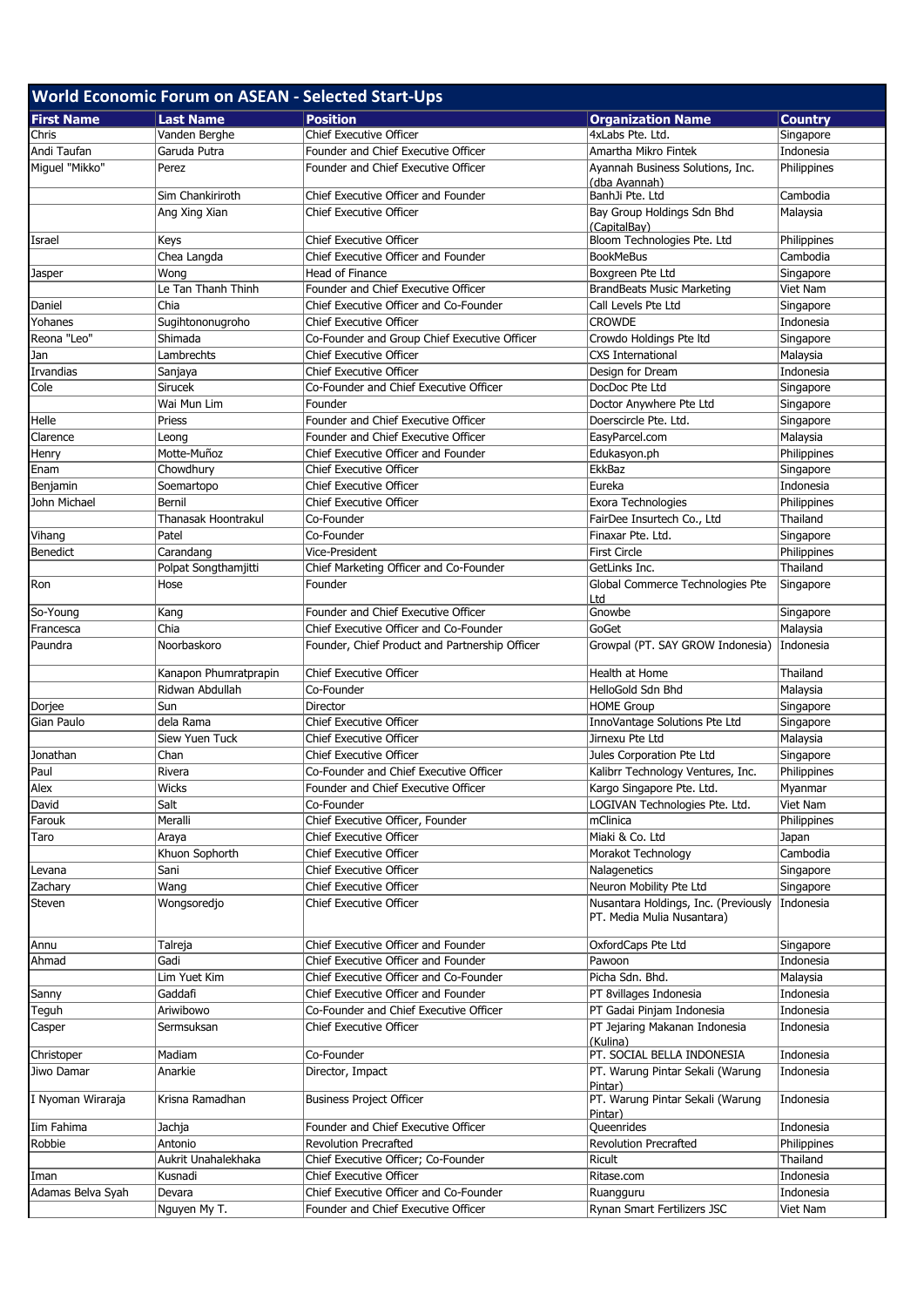## World Economic Forum on ASEAN - Selected Start-Ups

| First Name | Last Name | Position | Organization Name | Country |
|---|---|---|---|---|
| Chris | Vanden Berghe | Chief Executive Officer | 4xLabs Pte. Ltd. | Singapore |
| Andi Taufan | Garuda Putra | Founder and Chief Executive Officer | Amartha Mikro Fintek | Indonesia |
| Miguel "Mikko" | Perez | Founder and Chief Executive Officer | Ayannah Business Solutions, Inc. (dba Ayannah) | Philippines |
| | Sim Chankiriroth | Chief Executive Officer and Founder | BanhJi Pte. Ltd | Cambodia |
| | Ang Xing Xian | Chief Executive Officer | Bay Group Holdings Sdn Bhd (CapitalBay) | Malaysia |
| Israel | Keys | Chief Executive Officer | Bloom Technologies Pte. Ltd | Philippines |
| | Chea Langda | Chief Executive Officer and Founder | BookMeBus | Cambodia |
| Jasper | Wong | Head of Finance | Boxgreen Pte Ltd | Singapore |
| | Le Tan Thanh Thinh | Founder and Chief Executive Officer | BrandBeats Music Marketing | Viet Nam |
| Daniel | Chia | Chief Executive Officer and Co-Founder | Call Levels Pte Ltd | Singapore |
| Yohanes | Sugihtononugroho | Chief Executive Officer | CROWDE | Indonesia |
| Reona "Leo" | Shimada | Co-Founder and Group Chief Executive Officer | Crowdo Holdings Pte ltd | Singapore |
| Jan | Lambrechts | Chief Executive Officer | CXS International | Malaysia |
| Irvandias | Sanjaya | Chief Executive Officer | Design for Dream | Indonesia |
| Cole | Sirucek | Co-Founder and Chief Executive Officer | DocDoc Pte Ltd | Singapore |
| | Wai Mun Lim | Founder | Doctor Anywhere Pte Ltd | Singapore |
| Helle | Priess | Founder and Chief Executive Officer | Doerscircle Pte. Ltd. | Singapore |
| Clarence | Leong | Founder and Chief Executive Officer | EasyParcel.com | Malaysia |
| Henry | Motte-Muñoz | Chief Executive Officer and Founder | Edukasyon.ph | Philippines |
| Enam | Chowdhury | Chief Executive Officer | EkkBaz | Singapore |
| Benjamin | Soemartopo | Chief Executive Officer | Eureka | Indonesia |
| John Michael | Bernil | Chief Executive Officer | Exora Technologies | Philippines |
| | Thanasak Hoontrakul | Co-Founder | FairDee Insurtech Co., Ltd | Thailand |
| Vihang | Patel | Co-Founder | Finaxar Pte. Ltd. | Singapore |
| Benedict | Carandang | Vice-President | First Circle | Philippines |
| | Polpat Songthamjitti | Chief Marketing Officer and Co-Founder | GetLinks Inc. | Thailand |
| Ron | Hose | Founder | Global Commerce Technologies Pte Ltd | Singapore |
| So-Young | Kang | Founder and Chief Executive Officer | Gnowbe | Singapore |
| Francesca | Chia | Chief Executive Officer and Co-Founder | GoGet | Malaysia |
| Paundra | Noorbaskoro | Founder, Chief Product and Partnership Officer | Growpal (PT. SAY GROW Indonesia) | Indonesia |
| | Kanapon Phumratprapin | Chief Executive Officer | Health at Home | Thailand |
| | Ridwan Abdullah | Co-Founder | HelloGold Sdn Bhd | Malaysia |
| Dorjee | Sun | Director | HOME Group | Singapore |
| Gian Paulo | dela Rama | Chief Executive Officer | InnoVantage Solutions Pte Ltd | Singapore |
| | Siew Yuen Tuck | Chief Executive Officer | Jirnexu Pte Ltd | Malaysia |
| Jonathan | Chan | Chief Executive Officer | Jules Corporation Pte Ltd | Singapore |
| Paul | Rivera | Co-Founder and Chief Executive Officer | Kalibrr Technology Ventures, Inc. | Philippines |
| Alex | Wicks | Founder and Chief Executive Officer | Kargo Singapore Pte. Ltd. | Myanmar |
| David | Salt | Co-Founder | LOGIVAN Technologies Pte. Ltd. | Viet Nam |
| Farouk | Meralli | Chief Executive Officer, Founder | mClinica | Philippines |
| Taro | Araya | Chief Executive Officer | Miaki & Co. Ltd | Japan |
| | Khuon Sophorth | Chief Executive Officer | Morakot Technology | Cambodia |
| Levana | Sani | Chief Executive Officer | Nalagenetics | Singapore |
| Zachary | Wang | Chief Executive Officer | Neuron Mobility Pte Ltd | Singapore |
| Steven | Wongsoredjo | Chief Executive Officer | Nusantara Holdings, Inc. (Previously PT. Media Mulia Nusantara) | Indonesia |
| Annu | Talreja | Chief Executive Officer and Founder | OxfordCaps Pte Ltd | Singapore |
| Ahmad | Gadi | Chief Executive Officer and Founder | Pawoon | Indonesia |
| | Lim Yuet Kim | Chief Executive Officer and Co-Founder | Picha Sdn. Bhd. | Malaysia |
| Sanny | Gaddafi | Chief Executive Officer and Founder | PT 8villages Indonesia | Indonesia |
| Teguh | Ariwibowo | Co-Founder and Chief Executive Officer | PT Gadai Pinjam Indonesia | Indonesia |
| Casper | Sermsuksan | Chief Executive Officer | PT Jejaring Makanan Indonesia (Kulina) | Indonesia |
| Christoper | Madiam | Co-Founder | PT. SOCIAL BELLA INDONESIA | Indonesia |
| Jiwo Damar | Anarkie | Director, Impact | PT. Warung Pintar Sekali (Warung Pintar) | Indonesia |
| I Nyoman Wiraraja | Krisna Ramadhan | Business Project Officer | PT. Warung Pintar Sekali (Warung Pintar) | Indonesia |
| Iim Fahima | Jachja | Founder and Chief Executive Officer | Queenrides | Indonesia |
| Robbie | Antonio | Revolution Precrafted | Revolution Precrafted | Philippines |
| | Aukrit Unahalekhaka | Chief Executive Officer; Co-Founder | Ricult | Thailand |
| Iman | Kusnadi | Chief Executive Officer | Ritase.com | Indonesia |
| Adamas Belva Syah | Devara | Chief Executive Officer and Co-Founder | Ruangguru | Indonesia |
| | Nguyen My T. | Founder and Chief Executive Officer | Rynan Smart Fertilizers JSC | Viet Nam |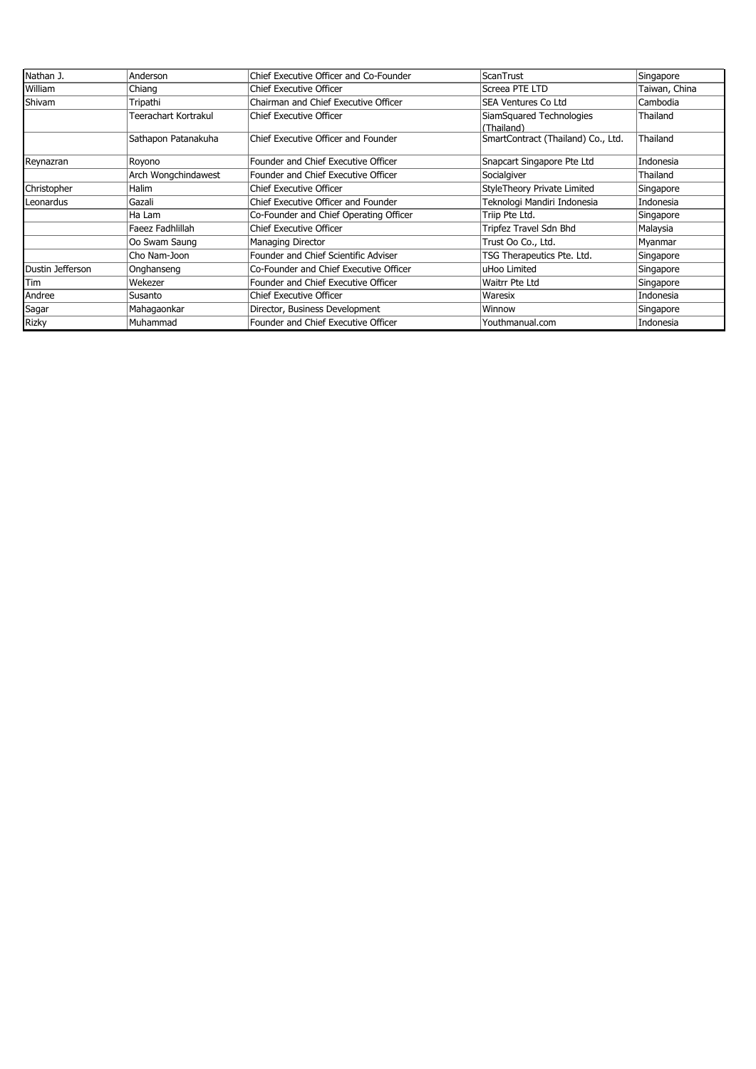| | | | | |
|---|---|---|---|---|
| Nathan J. | Anderson | Chief Executive Officer and Co-Founder | ScanTrust | Singapore |
| William | Chiang | Chief Executive Officer | Screea PTE LTD | Taiwan, China |
| Shivam | Tripathi | Chairman and Chief Executive Officer | SEA Ventures Co Ltd | Cambodia |
| | Teerachart Kortrakul | Chief Executive Officer | SiamSquared Technologies (Thailand) | Thailand |
| | Sathapon Patanakuha | Chief Executive Officer and Founder | SmartContract (Thailand) Co., Ltd. | Thailand |
| Reynazran | Royono | Founder and Chief Executive Officer | Snapcart Singapore Pte Ltd | Indonesia |
| | Arch Wongchindawest | Founder and Chief Executive Officer | Socialgiver | Thailand |
| Christopher | Halim | Chief Executive Officer | StyleTheory Private Limited | Singapore |
| Leonardus | Gazali | Chief Executive Officer and Founder | Teknologi Mandiri Indonesia | Indonesia |
| | Ha Lam | Co-Founder and Chief Operating Officer | Triip Pte Ltd. | Singapore |
| | Faeez Fadhlillah | Chief Executive Officer | Tripfez Travel Sdn Bhd | Malaysia |
| | Oo Swam Saung | Managing Director | Trust Oo Co., Ltd. | Myanmar |
| | Cho Nam-Joon | Founder and Chief Scientific Adviser | TSG Therapeutics Pte. Ltd. | Singapore |
| Dustin Jefferson | Onghanseng | Co-Founder and Chief Executive Officer | uHoo Limited | Singapore |
| Tim | Wekezer | Founder and Chief Executive Officer | Waitrr Pte Ltd | Singapore |
| Andree | Susanto | Chief Executive Officer | Waresix | Indonesia |
| Sagar | Mahagaonkar | Director, Business Development | Winnow | Singapore |
| Rizky | Muhammad | Founder and Chief Executive Officer | Youthmanual.com | Indonesia |